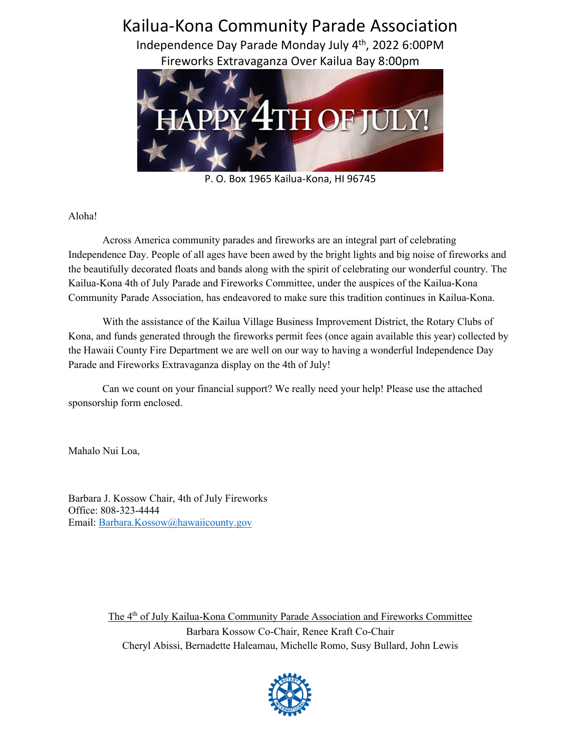# Kailua-Kona Community Parade Association

Independence Day Parade Monday July 4th, 2022 6:00PM

Fireworks Extravaganza Over Kailua Bay 8:00pm

HAPPY 4TH OF JULY!

P. O. Box 1965 Kailua-Kona, HI 96745

Aloha!

Across America community parades and fireworks are an integral part of celebrating Independence Day. People of all ages have been awed by the bright lights and big noise of fireworks and the beautifully decorated floats and bands along with the spirit of celebrating our wonderful country. The Kailua-Kona 4th of July Parade and Fireworks Committee, under the auspices of the Kailua-Kona Community Parade Association, has endeavored to make sure this tradition continues in Kailua-Kona.

With the assistance of the Kailua Village Business Improvement District, the Rotary Clubs of Kona, and funds generated through the fireworks permit fees (once again available this year) collected by the Hawaii County Fire Department we are well on our way to having a wonderful Independence Day Parade and Fireworks Extravaganza display on the 4th of July!

Can we count on your financial support? We really need your help! Please use the attached sponsorship form enclosed.

Mahalo Nui Loa,

Barbara J. Kossow Chair, 4th of July Fireworks
Office: 808-323-4444
Email: [Barbara.Kossow@hawaiicounty.gov](mailto:Barbara.Kossow@hawaiicounty.gov)

The 4th of July Kailua-Kona Community Parade Association and Fireworks Committee

Barbara Kossow Co-Chair, Renee Kraft Co-Chair

Cheryl Abissi, Bernadette Haleamau, Michelle Romo, Susy Bullard, John Lewis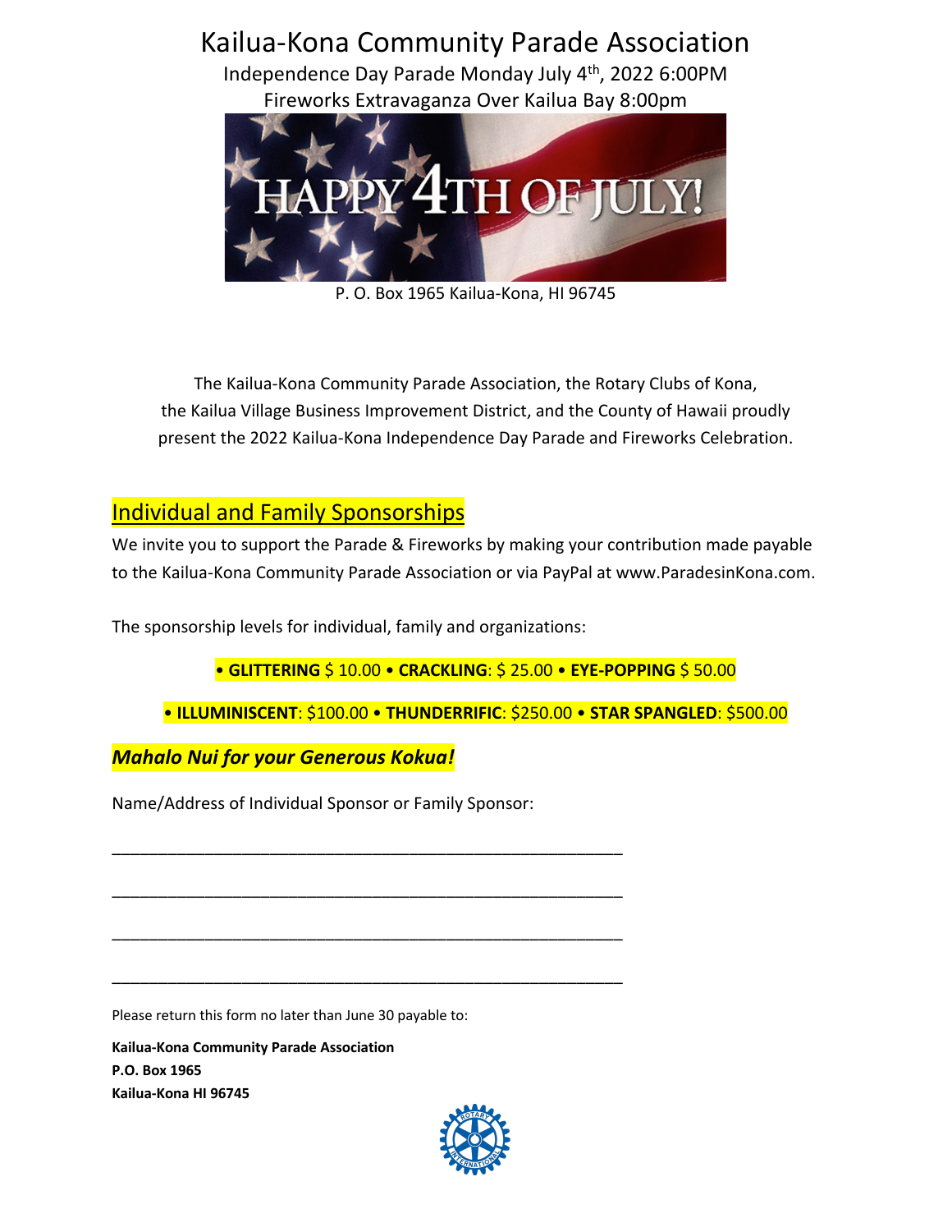# Kailua-Kona Community Parade Association

Independence Day Parade Monday July 4th, 2022 6:00PM

Fireworks Extravaganza Over Kailua Bay 8:00pm

HAPPY 4TH OF JULY!

P. O. Box 1965 Kailua-Kona, HI 96745

The Kailua-Kona Community Parade Association, the Rotary Clubs of Kona, the Kailua Village Business Improvement District, and the County of Hawaii proudly present the 2022 Kailua-Kona Independence Day Parade and Fireworks Celebration.

## Individual and Family Sponsorships

We invite you to support the Parade & Fireworks by making your contribution made payable to the Kailua-Kona Community Parade Association or via PayPal at www.ParadesinKona.com.

The sponsorship levels for individual, family and organizations:

• **GLITTERING** $ 10.00 • **CRACKLING**: $ 25.00 • **EYE-POPPING** $ 50.00

• **ILLUMINISCENT**: $100.00 • **THUNDERRIFIC**: $250.00 • **STAR SPANGLED**: $500.00

***Mahalo Nui for your Generous Kokua!***

Name/Address of Individual Sponsor or Family Sponsor:

_______________________________________________________

_______________________________________________________

_______________________________________________________

_______________________________________________________

Please return this form no later than June 30 payable to:

**Kailua-Kona Community Parade Association**
**P.O. Box 1965**
**Kailua-Kona HI 96745**